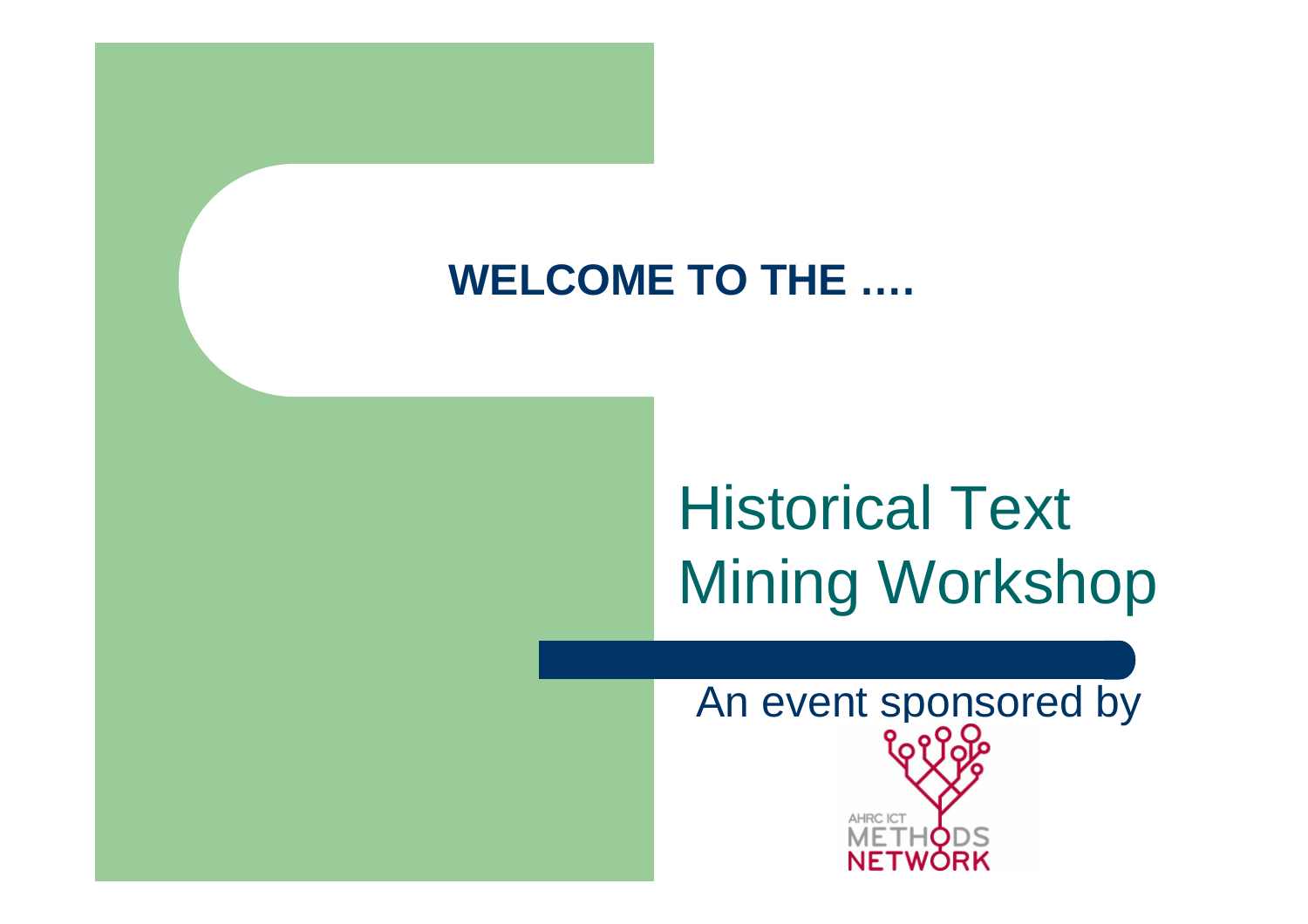**WELCOME TO THE ….**

# Historical Text Mining Workshop

An event sponsored by

AHRC ICT METHODS NETWORK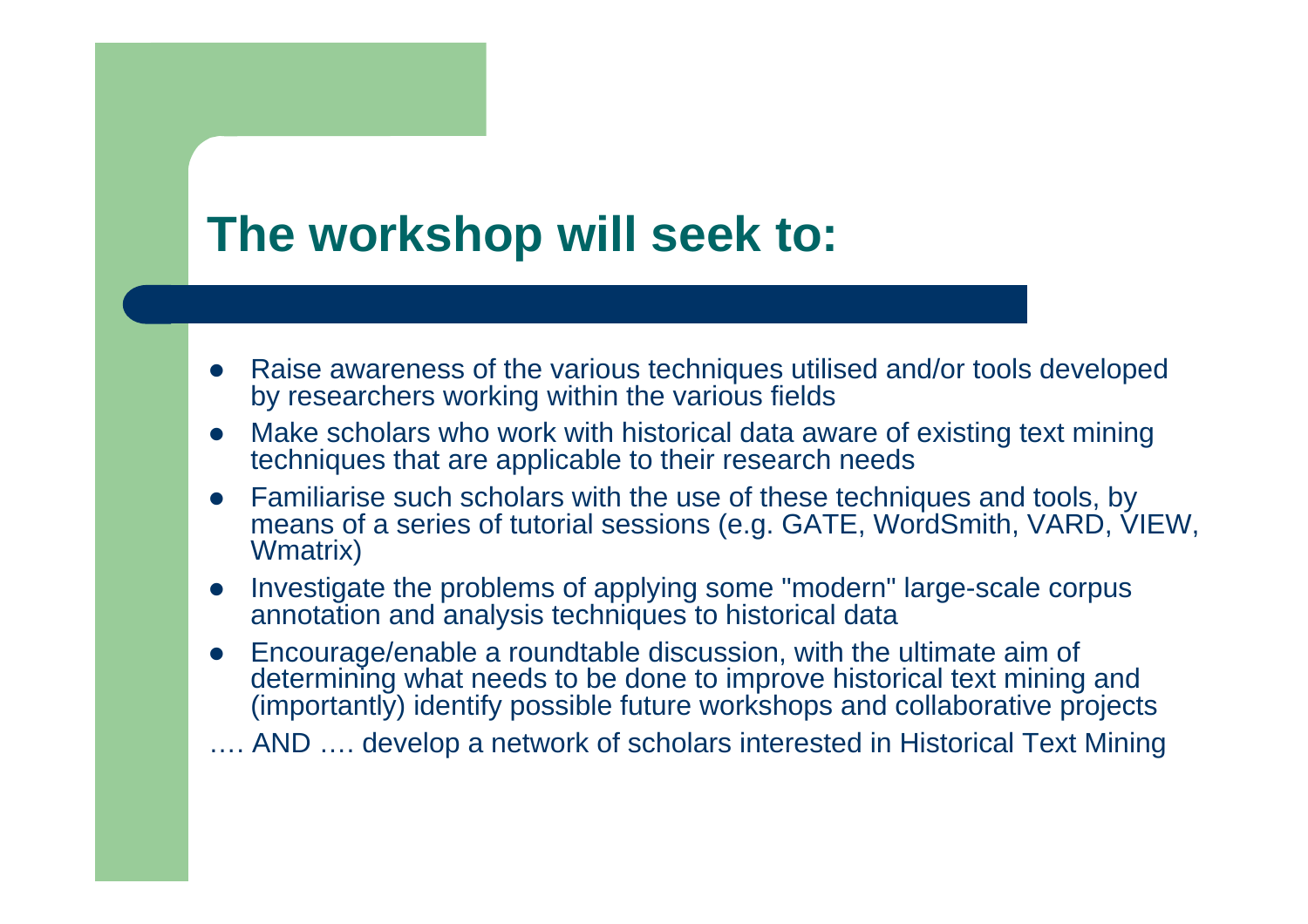# The workshop will seek to:

- Raise awareness of the various techniques utilised and/or tools developed by researchers working within the various fields
- Make scholars who work with historical data aware of existing text mining techniques that are applicable to their research needs
- Familiarise such scholars with the use of these techniques and tools, by means of a series of tutorial sessions (e.g. GATE, WordSmith, VARD, VIEW, Wmatrix)
- Investigate the problems of applying some "modern" large-scale corpus annotation and analysis techniques to historical data
- Encourage/enable a roundtable discussion, with the ultimate aim of determining what needs to be done to improve historical text mining and (importantly) identify possible future workshops and collaborative projects

…. AND …. develop a network of scholars interested in Historical Text Mining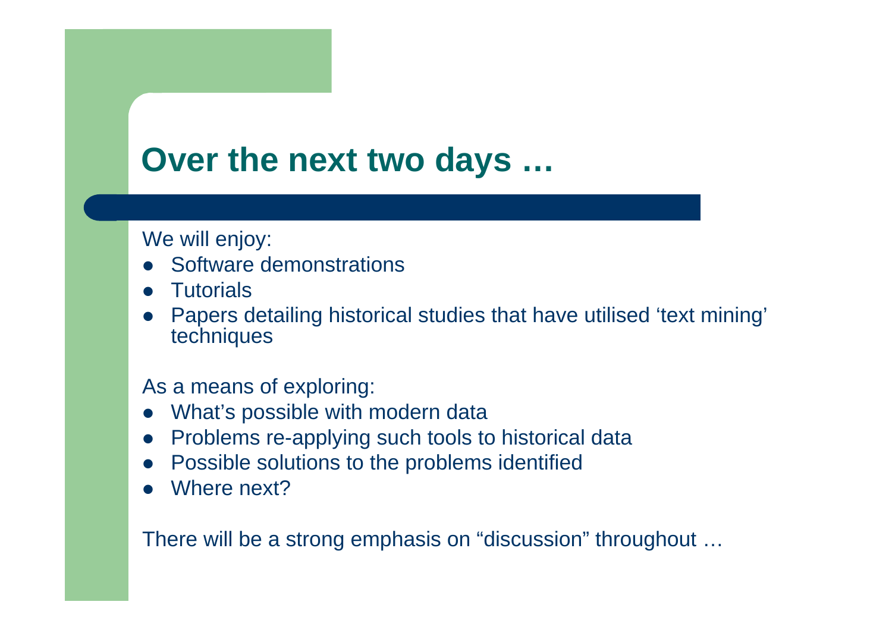# Over the next two days …

We will enjoy:

- Software demonstrations
- Tutorials
- Papers detailing historical studies that have utilised 'text mining' techniques

As a means of exploring:

- What's possible with modern data
- Problems re-applying such tools to historical data
- Possible solutions to the problems identified
- Where next?

There will be a strong emphasis on "discussion" throughout …